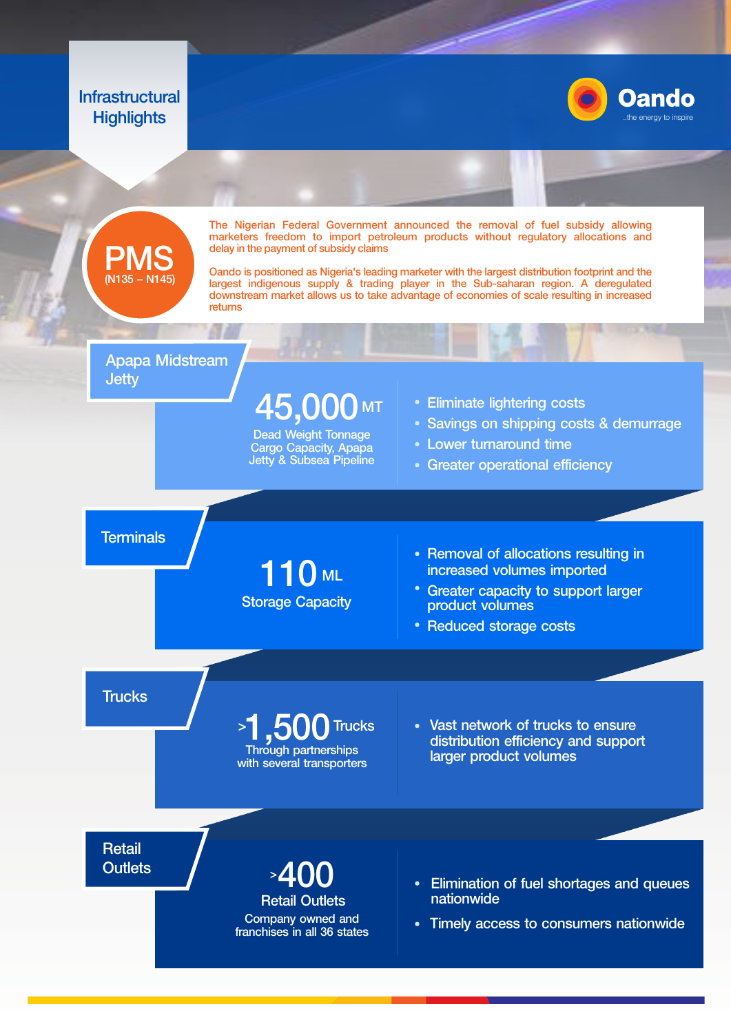# Infrastructural Highlights

Oando
..the energy to inspire

## PMS
(N135 – N145)

The Nigerian Federal Government announced the removal of fuel subsidy allowing marketers freedom to import petroleum products without regulatory allocations and delay in the payment of subsidy claims

Oando is positioned as Nigeria's leading marketer with the largest distribution footprint and the largest indigenous supply & trading player in the Sub-saharan region. A deregulated downstream market allows us to take advantage of economies of scale resulting in increased returns

## Apapa Midstream Jetty

**45,000 MT**

Dead Weight Tonnage Cargo Capacity, Apapa Jetty & Subsea Pipeline

- Eliminate lightering costs
- Savings on shipping costs & demurrage
- Lower turnaround time
- Greater operational efficiency

## Terminals

**110 ML**

Storage Capacity

- Removal of allocations resulting in increased volumes imported
- Greater capacity to support larger product volumes
- Reduced storage costs

## Trucks

**>1,500 Trucks**

Through partnerships with several transporters

- Vast network of trucks to ensure distribution efficiency and support larger product volumes

## Retail Outlets

**>400**

Retail Outlets

Company owned and franchises in all 36 states

- Elimination of fuel shortages and queues nationwide
- Timely access to consumers nationwide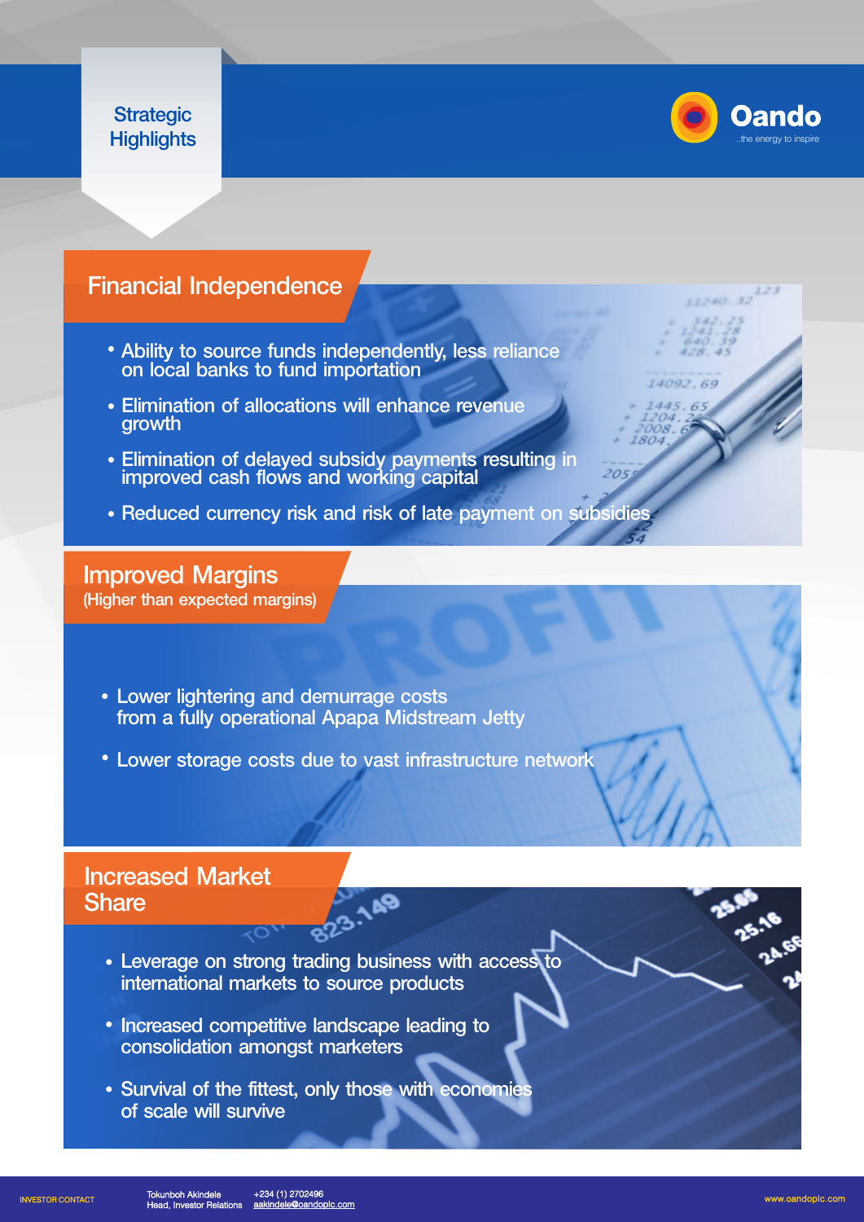# Strategic Highlights

## Financial Independence

- Ability to source funds independently, less reliance on local banks to fund importation
- Elimination of allocations will enhance revenue growth
- Elimination of delayed subsidy payments resulting in improved cash flows and working capital
- Reduced currency risk and risk of late payment on subsidies

## Improved Margins

(Higher than expected margins)

- Lower lightering and demurrage costs from a fully operational Apapa Midstream Jetty
- Lower storage costs due to vast infrastructure network

## Increased Market Share

- Leverage on strong trading business with access to international markets to source products
- Increased competitive landscape leading to consolidation amongst marketers
- Survival of the fittest, only those with economies of scale will survive

INVESTOR CONTACT

Tokunboh Akindele
Head, Investor Relations
+234 (1) 2702496
aakindele@oandoplc.com

www.oandoplc.com